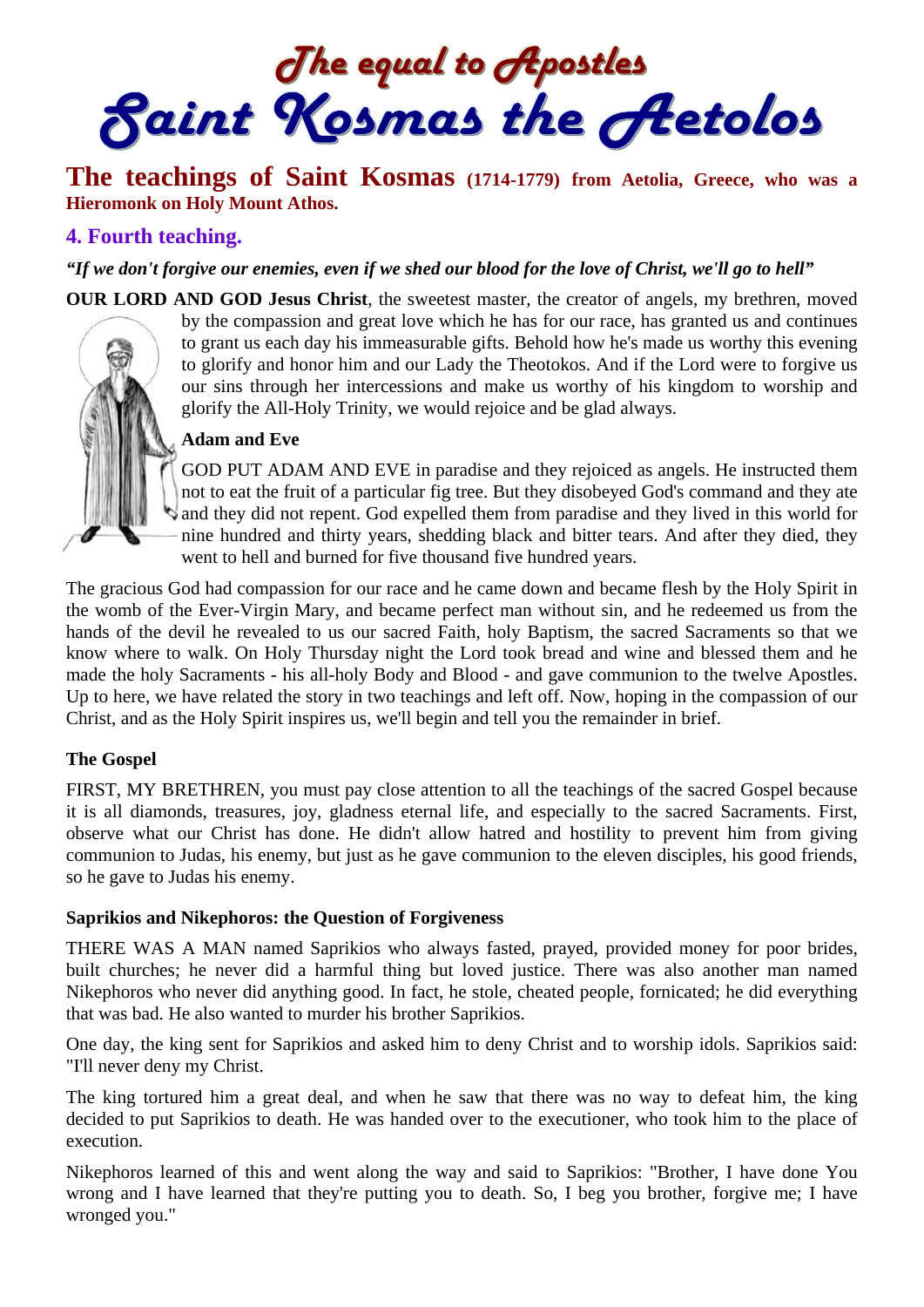# The equal to Apostles
# Saint Kosmas the Aetolos

**The teachings of Saint Kosmas (1714-1779) from Aetolia, Greece, who was a Hieromonk on Holy Mount Athos.**

## 4. Fourth teaching.

***"If we don't forgive our enemies, even if we shed our blood for the love of Christ, we'll go to hell"***

**OUR LORD AND GOD Jesus Christ**, the sweetest master, the creator of angels, my brethren, moved by the compassion and great love which he has for our race, has granted us and continues to grant us each day his immeasurable gifts. Behold how he's made us worthy this evening to glorify and honor him and our Lady the Theotokos. And if the Lord were to forgive us our sins through her intercessions and make us worthy of his kingdom to worship and glorify the All-Holy Trinity, we would rejoice and be glad always.

### Adam and Eve

GOD PUT ADAM AND EVE in paradise and they rejoiced as angels. He instructed them not to eat the fruit of a particular fig tree. But they disobeyed God's command and they ate and they did not repent. God expelled them from paradise and they lived in this world for nine hundred and thirty years, shedding black and bitter tears. And after they died, they went to hell and burned for five thousand five hundred years.

The gracious God had compassion for our race and he came down and became flesh by the Holy Spirit in the womb of the Ever-Virgin Mary, and became perfect man without sin, and he redeemed us from the hands of the devil he revealed to us our sacred Faith, holy Baptism, the sacred Sacraments so that we know where to walk. On Holy Thursday night the Lord took bread and wine and blessed them and he made the holy Sacraments - his all-holy Body and Blood - and gave communion to the twelve Apostles. Up to here, we have related the story in two teachings and left off. Now, hoping in the compassion of our Christ, and as the Holy Spirit inspires us, we'll begin and tell you the remainder in brief.

### The Gospel

FIRST, MY BRETHREN, you must pay close attention to all the teachings of the sacred Gospel because it is all diamonds, treasures, joy, gladness eternal life, and especially to the sacred Sacraments. First, observe what our Christ has done. He didn't allow hatred and hostility to prevent him from giving communion to Judas, his enemy, but just as he gave communion to the eleven disciples, his good friends, so he gave to Judas his enemy.

### Saprikios and Nikephoros: the Question of Forgiveness

THERE WAS A MAN named Saprikios who always fasted, prayed, provided money for poor brides, built churches; he never did a harmful thing but loved justice. There was also another man named Nikephoros who never did anything good. In fact, he stole, cheated people, fornicated; he did everything that was bad. He also wanted to murder his brother Saprikios.

One day, the king sent for Saprikios and asked him to deny Christ and to worship idols. Saprikios said: "I'll never deny my Christ.

The king tortured him a great deal, and when he saw that there was no way to defeat him, the king decided to put Saprikios to death. He was handed over to the executioner, who took him to the place of execution.

Nikephoros learned of this and went along the way and said to Saprikios: "Brother, I have done You wrong and I have learned that they're putting you to death. So, I beg you brother, forgive me; I have wronged you."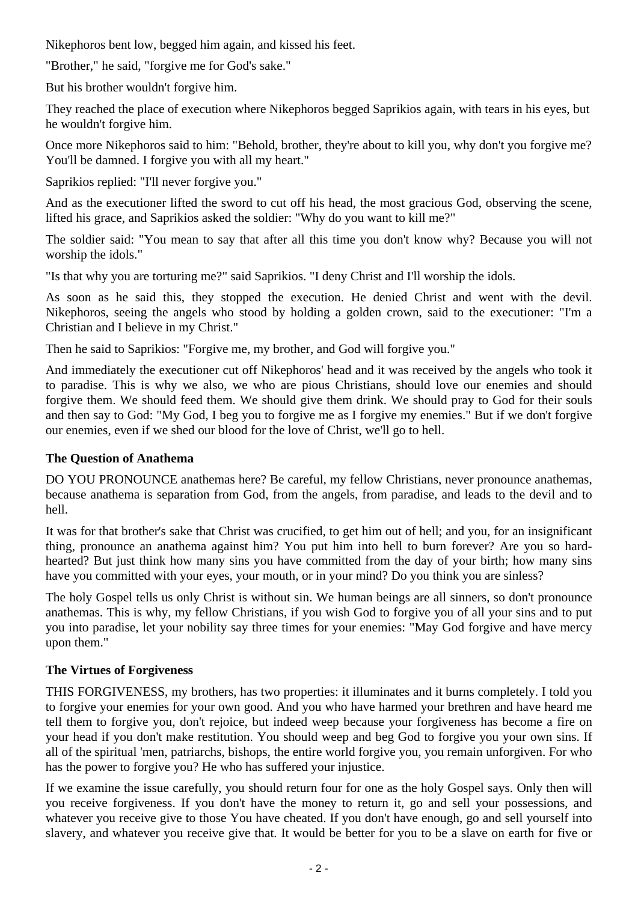Nikephoros bent low, begged him again, and kissed his feet.

"Brother," he said, "forgive me for God's sake."

But his brother wouldn't forgive him.

They reached the place of execution where Nikephoros begged Saprikios again, with tears in his eyes, but he wouldn't forgive him.

Once more Nikephoros said to him: "Behold, brother, they're about to kill you, why don't you forgive me? You'll be damned. I forgive you with all my heart."

Saprikios replied: "I'll never forgive you."

And as the executioner lifted the sword to cut off his head, the most gracious God, observing the scene, lifted his grace, and Saprikios asked the soldier: "Why do you want to kill me?"

The soldier said: "You mean to say that after all this time you don't know why? Because you will not worship the idols."

"Is that why you are torturing me?" said Saprikios. "I deny Christ and I'll worship the idols.

As soon as he said this, they stopped the execution. He denied Christ and went with the devil. Nikephoros, seeing the angels who stood by holding a golden crown, said to the executioner: "I'm a Christian and I believe in my Christ."

Then he said to Saprikios: "Forgive me, my brother, and God will forgive you."

And immediately the executioner cut off Nikephoros' head and it was received by the angels who took it to paradise. This is why we also, we who are pious Christians, should love our enemies and should forgive them. We should feed them. We should give them drink. We should pray to God for their souls and then say to God: "My God, I beg you to forgive me as I forgive my enemies." But if we don't forgive our enemies, even if we shed our blood for the love of Christ, we'll go to hell.

### The Question of Anathema

DO YOU PRONOUNCE anathemas here? Be careful, my fellow Christians, never pronounce anathemas, because anathema is separation from God, from the angels, from paradise, and leads to the devil and to hell.

It was for that brother's sake that Christ was crucified, to get him out of hell; and you, for an insignificant thing, pronounce an anathema against him? You put him into hell to burn forever? Are you so hard-hearted? But just think how many sins you have committed from the day of your birth; how many sins have you committed with your eyes, your mouth, or in your mind? Do you think you are sinless?

The holy Gospel tells us only Christ is without sin. We human beings are all sinners, so don't pronounce anathemas. This is why, my fellow Christians, if you wish God to forgive you of all your sins and to put you into paradise, let your nobility say three times for your enemies: "May God forgive and have mercy upon them."

### The Virtues of Forgiveness

THIS FORGIVENESS, my brothers, has two properties: it illuminates and it burns completely. I told you to forgive your enemies for your own good. And you who have harmed your brethren and have heard me tell them to forgive you, don't rejoice, but indeed weep because your forgiveness has become a fire on your head if you don't make restitution. You should weep and beg God to forgive you your own sins. If all of the spiritual 'men, patriarchs, bishops, the entire world forgive you, you remain unforgiven. For who has the power to forgive you? He who has suffered your injustice.

If we examine the issue carefully, you should return four for one as the holy Gospel says. Only then will you receive forgiveness. If you don't have the money to return it, go and sell your possessions, and whatever you receive give to those You have cheated. If you don't have enough, go and sell yourself into slavery, and whatever you receive give that. It would be better for you to be a slave on earth for five or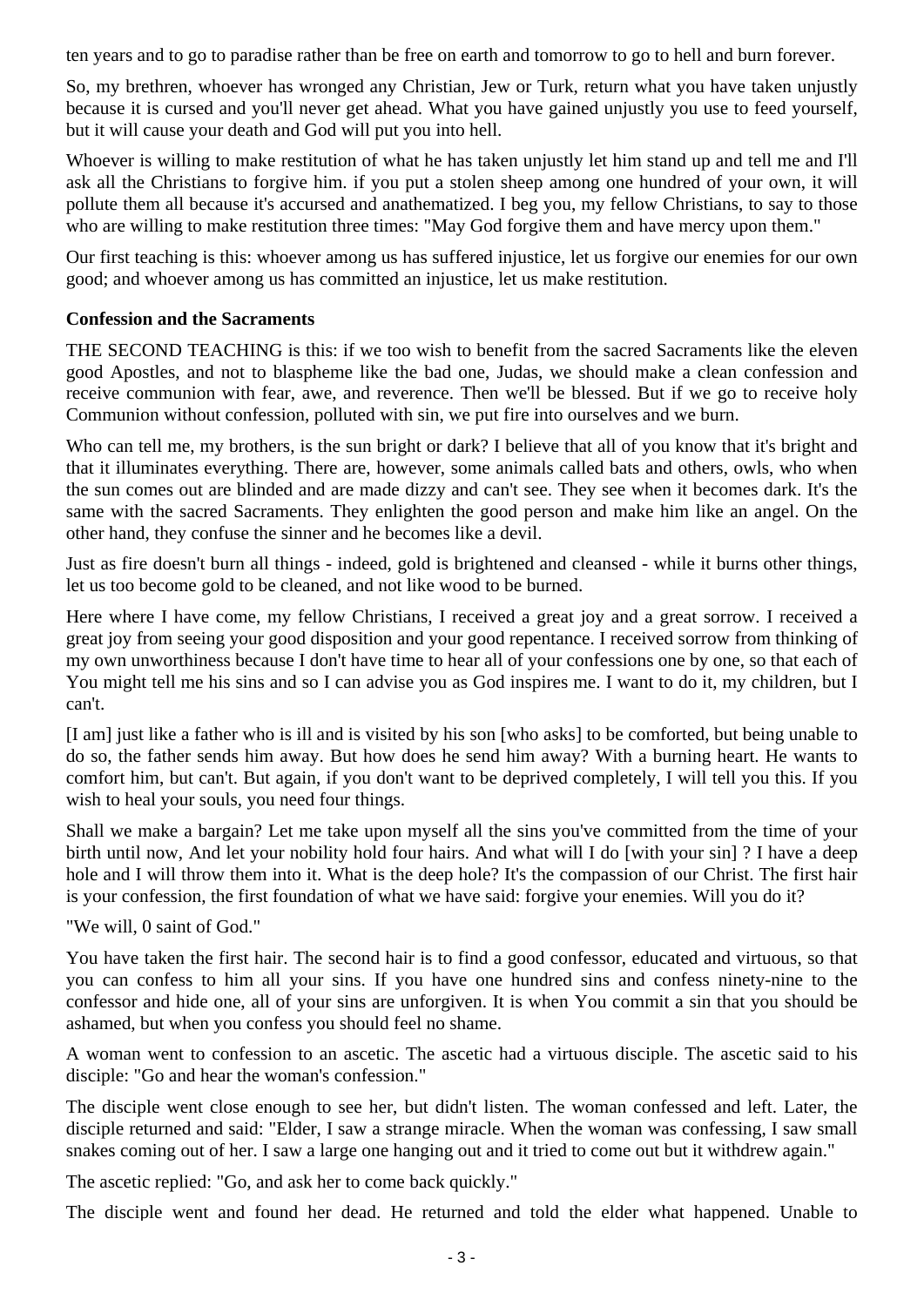ten years and to go to paradise rather than be free on earth and tomorrow to go to hell and burn forever.

So, my brethren, whoever has wronged any Christian, Jew or Turk, return what you have taken unjustly because it is cursed and you'll never get ahead. What you have gained unjustly you use to feed yourself, but it will cause your death and God will put you into hell.

Whoever is willing to make restitution of what he has taken unjustly let him stand up and tell me and I'll ask all the Christians to forgive him. if you put a stolen sheep among one hundred of your own, it will pollute them all because it's accursed and anathematized. I beg you, my fellow Christians, to say to those who are willing to make restitution three times: "May God forgive them and have mercy upon them."

Our first teaching is this: whoever among us has suffered injustice, let us forgive our enemies for our own good; and whoever among us has committed an injustice, let us make restitution.

**Confession and the Sacraments**

THE SECOND TEACHING is this: if we too wish to benefit from the sacred Sacraments like the eleven good Apostles, and not to blaspheme like the bad one, Judas, we should make a clean confession and receive communion with fear, awe, and reverence. Then we'll be blessed. But if we go to receive holy Communion without confession, polluted with sin, we put fire into ourselves and we burn.

Who can tell me, my brothers, is the sun bright or dark? I believe that all of you know that it's bright and that it illuminates everything. There are, however, some animals called bats and others, owls, who when the sun comes out are blinded and are made dizzy and can't see. They see when it becomes dark. It's the same with the sacred Sacraments. They enlighten the good person and make him like an angel. On the other hand, they confuse the sinner and he becomes like a devil.

Just as fire doesn't burn all things - indeed, gold is brightened and cleansed - while it burns other things, let us too become gold to be cleaned, and not like wood to be burned.

Here where I have come, my fellow Christians, I received a great joy and a great sorrow. I received a great joy from seeing your good disposition and your good repentance. I received sorrow from thinking of my own unworthiness because I don't have time to hear all of your confessions one by one, so that each of You might tell me his sins and so I can advise you as God inspires me. I want to do it, my children, but I can't.

[I am] just like a father who is ill and is visited by his son [who asks] to be comforted, but being unable to do so, the father sends him away. But how does he send him away? With a burning heart. He wants to comfort him, but can't. But again, if you don't want to be deprived completely, I will tell you this. If you wish to heal your souls, you need four things.

Shall we make a bargain? Let me take upon myself all the sins you've committed from the time of your birth until now, And let your nobility hold four hairs. And what will I do [with your sin] ? I have a deep hole and I will throw them into it. What is the deep hole? It's the compassion of our Christ. The first hair is your confession, the first foundation of what we have said: forgive your enemies. Will you do it?

"We will, 0 saint of God."

You have taken the first hair. The second hair is to find a good confessor, educated and virtuous, so that you can confess to him all your sins. If you have one hundred sins and confess ninety-nine to the confessor and hide one, all of your sins are unforgiven. It is when You commit a sin that you should be ashamed, but when you confess you should feel no shame.

A woman went to confession to an ascetic. The ascetic had a virtuous disciple. The ascetic said to his disciple: "Go and hear the woman's confession."

The disciple went close enough to see her, but didn't listen. The woman confessed and left. Later, the disciple returned and said: "Elder, I saw a strange miracle. When the woman was confessing, I saw small snakes coming out of her. I saw a large one hanging out and it tried to come out but it withdrew again."

The ascetic replied: "Go, and ask her to come back quickly."

The disciple went and found her dead. He returned and told the elder what happened. Unable to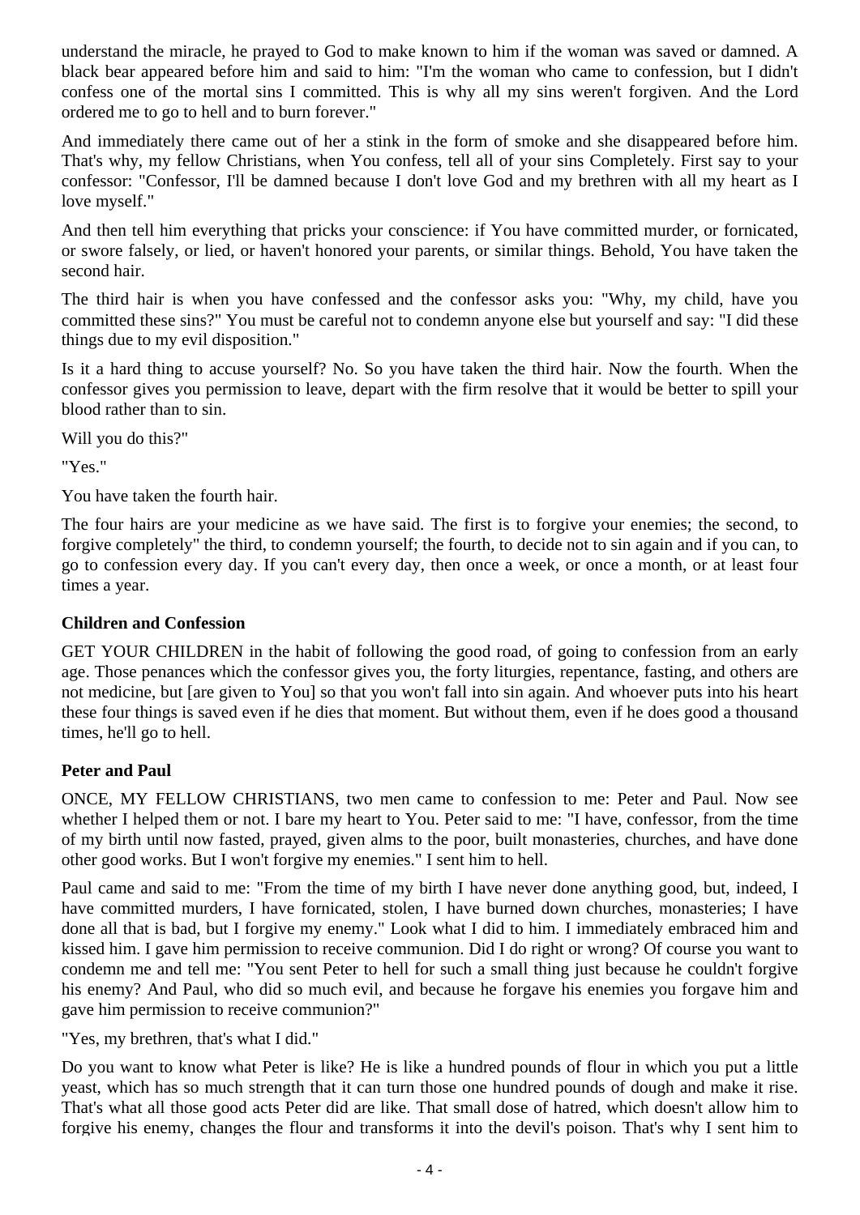understand the miracle, he prayed to God to make known to him if the woman was saved or damned. A black bear appeared before him and said to him: "I'm the woman who came to confession, but I didn't confess one of the mortal sins I committed. This is why all my sins weren't forgiven. And the Lord ordered me to go to hell and to burn forever."

And immediately there came out of her a stink in the form of smoke and she disappeared before him. That's why, my fellow Christians, when You confess, tell all of your sins Completely. First say to your confessor: "Confessor, I'll be damned because I don't love God and my brethren with all my heart as I love myself."

And then tell him everything that pricks your conscience: if You have committed murder, or fornicated, or swore falsely, or lied, or haven't honored your parents, or similar things. Behold, You have taken the second hair.

The third hair is when you have confessed and the confessor asks you: "Why, my child, have you committed these sins?" You must be careful not to condemn anyone else but yourself and say: "I did these things due to my evil disposition."

Is it a hard thing to accuse yourself? No. So you have taken the third hair. Now the fourth. When the confessor gives you permission to leave, depart with the firm resolve that it would be better to spill your blood rather than to sin.

Will you do this?"

"Yes."

You have taken the fourth hair.

The four hairs are your medicine as we have said. The first is to forgive your enemies; the second, to forgive completely" the third, to condemn yourself; the fourth, to decide not to sin again and if you can, to go to confession every day. If you can't every day, then once a week, or once a month, or at least four times a year.

**Children and Confession**

GET YOUR CHILDREN in the habit of following the good road, of going to confession from an early age. Those penances which the confessor gives you, the forty liturgies, repentance, fasting, and others are not medicine, but [are given to You] so that you won't fall into sin again. And whoever puts into his heart these four things is saved even if he dies that moment. But without them, even if he does good a thousand times, he'll go to hell.

**Peter and Paul**

ONCE, MY FELLOW CHRISTIANS, two men came to confession to me: Peter and Paul. Now see whether I helped them or not. I bare my heart to You. Peter said to me: "I have, confessor, from the time of my birth until now fasted, prayed, given alms to the poor, built monasteries, churches, and have done other good works. But I won't forgive my enemies." I sent him to hell.

Paul came and said to me: "From the time of my birth I have never done anything good, but, indeed, I have committed murders, I have fornicated, stolen, I have burned down churches, monasteries; I have done all that is bad, but I forgive my enemy." Look what I did to him. I immediately embraced him and kissed him. I gave him permission to receive communion. Did I do right or wrong? Of course you want to condemn me and tell me: "You sent Peter to hell for such a small thing just because he couldn't forgive his enemy? And Paul, who did so much evil, and because he forgave his enemies you forgave him and gave him permission to receive communion?"

"Yes, my brethren, that's what I did."

Do you want to know what Peter is like? He is like a hundred pounds of flour in which you put a little yeast, which has so much strength that it can turn those one hundred pounds of dough and make it rise. That's what all those good acts Peter did are like. That small dose of hatred, which doesn't allow him to forgive his enemy, changes the flour and transforms it into the devil's poison. That's why I sent him to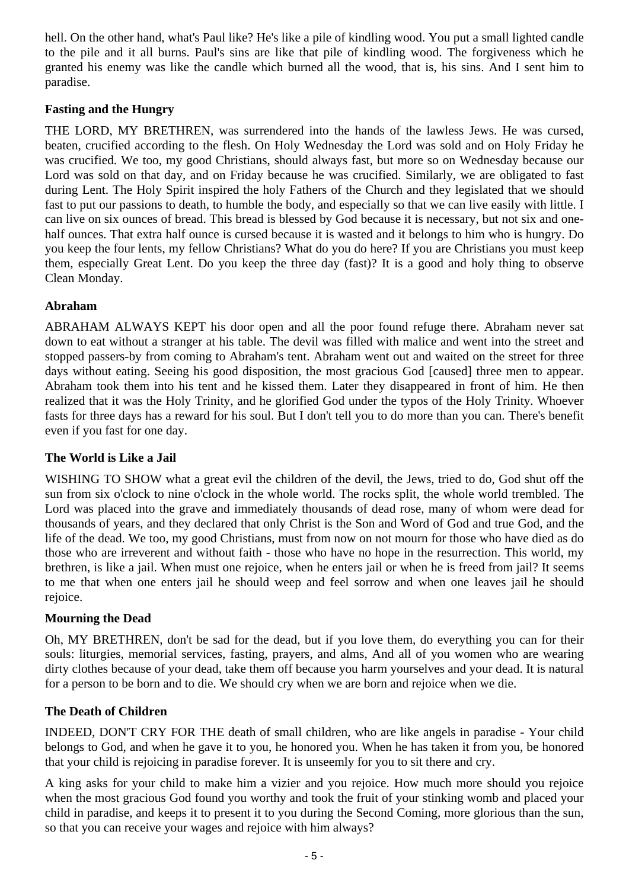hell. On the other hand, what's Paul like? He's like a pile of kindling wood. You put a small lighted candle to the pile and it all burns. Paul's sins are like that pile of kindling wood. The forgiveness which he granted his enemy was like the candle which burned all the wood, that is, his sins. And I sent him to paradise.

### Fasting and the Hungry

THE LORD, MY BRETHREN, was surrendered into the hands of the lawless Jews. He was cursed, beaten, crucified according to the flesh. On Holy Wednesday the Lord was sold and on Holy Friday he was crucified. We too, my good Christians, should always fast, but more so on Wednesday because our Lord was sold on that day, and on Friday because he was crucified. Similarly, we are obligated to fast during Lent. The Holy Spirit inspired the holy Fathers of the Church and they legislated that we should fast to put our passions to death, to humble the body, and especially so that we can live easily with little. I can live on six ounces of bread. This bread is blessed by God because it is necessary, but not six and one-half ounces. That extra half ounce is cursed because it is wasted and it belongs to him who is hungry. Do you keep the four lents, my fellow Christians? What do you do here? If you are Christians you must keep them, especially Great Lent. Do you keep the three day (fast)? It is a good and holy thing to observe Clean Monday.

### Abraham

ABRAHAM ALWAYS KEPT his door open and all the poor found refuge there. Abraham never sat down to eat without a stranger at his table. The devil was filled with malice and went into the street and stopped passers-by from coming to Abraham's tent. Abraham went out and waited on the street for three days without eating. Seeing his good disposition, the most gracious God [caused] three men to appear. Abraham took them into his tent and he kissed them. Later they disappeared in front of him. He then realized that it was the Holy Trinity, and he glorified God under the typos of the Holy Trinity. Whoever fasts for three days has a reward for his soul. But I don't tell you to do more than you can. There's benefit even if you fast for one day.

### The World is Like a Jail

WISHING TO SHOW what a great evil the children of the devil, the Jews, tried to do, God shut off the sun from six o'clock to nine o'clock in the whole world. The rocks split, the whole world trembled. The Lord was placed into the grave and immediately thousands of dead rose, many of whom were dead for thousands of years, and they declared that only Christ is the Son and Word of God and true God, and the life of the dead. We too, my good Christians, must from now on not mourn for those who have died as do those who are irreverent and without faith - those who have no hope in the resurrection. This world, my brethren, is like a jail. When must one rejoice, when he enters jail or when he is freed from jail? It seems to me that when one enters jail he should weep and feel sorrow and when one leaves jail he should rejoice.

### Mourning the Dead

Oh, MY BRETHREN, don't be sad for the dead, but if you love them, do everything you can for their souls: liturgies, memorial services, fasting, prayers, and alms, And all of you women who are wearing dirty clothes because of your dead, take them off because you harm yourselves and your dead. It is natural for a person to be born and to die. We should cry when we are born and rejoice when we die.

### The Death of Children

INDEED, DON'T CRY FOR THE death of small children, who are like angels in paradise - Your child belongs to God, and when he gave it to you, he honored you. When he has taken it from you, be honored that your child is rejoicing in paradise forever. It is unseemly for you to sit there and cry.

A king asks for your child to make him a vizier and you rejoice. How much more should you rejoice when the most gracious God found you worthy and took the fruit of your stinking womb and placed your child in paradise, and keeps it to present it to you during the Second Coming, more glorious than the sun, so that you can receive your wages and rejoice with him always?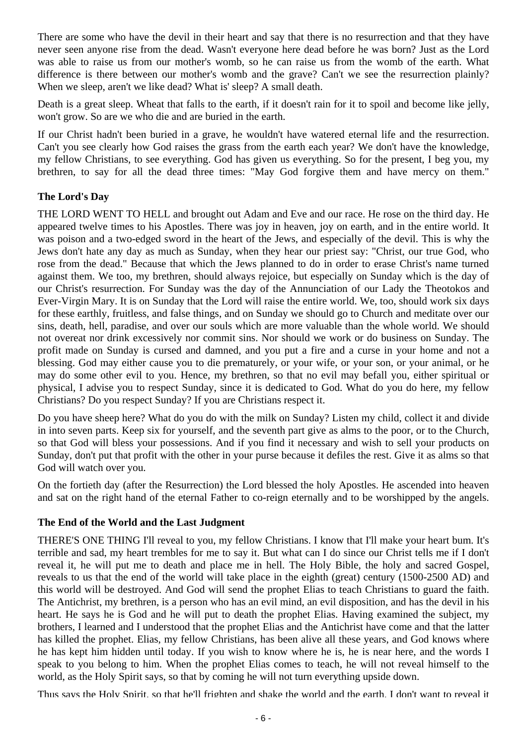There are some who have the devil in their heart and say that there is no resurrection and that they have never seen anyone rise from the dead. Wasn't everyone here dead before he was born? Just as the Lord was able to raise us from our mother's womb, so he can raise us from the womb of the earth. What difference is there between our mother's womb and the grave? Can't we see the resurrection plainly? When we sleep, aren't we like dead? What is' sleep? A small death.

Death is a great sleep. Wheat that falls to the earth, if it doesn't rain for it to spoil and become like jelly, won't grow. So are we who die and are buried in the earth.

If our Christ hadn't been buried in a grave, he wouldn't have watered eternal life and the resurrection. Can't you see clearly how God raises the grass from the earth each year? We don't have the knowledge, my fellow Christians, to see everything. God has given us everything. So for the present, I beg you, my brethren, to say for all the dead three times: "May God forgive them and have mercy on them."

### The Lord's Day

THE LORD WENT TO HELL and brought out Adam and Eve and our race. He rose on the third day. He appeared twelve times to his Apostles. There was joy in heaven, joy on earth, and in the entire world. It was poison and a two-edged sword in the heart of the Jews, and especially of the devil. This is why the Jews don't hate any day as much as Sunday, when they hear our priest say: "Christ, our true God, who rose from the dead." Because that which the Jews planned to do in order to erase Christ's name turned against them. We too, my brethren, should always rejoice, but especially on Sunday which is the day of our Christ's resurrection. For Sunday was the day of the Annunciation of our Lady the Theotokos and Ever-Virgin Mary. It is on Sunday that the Lord will raise the entire world. We, too, should work six days for these earthly, fruitless, and false things, and on Sunday we should go to Church and meditate over our sins, death, hell, paradise, and over our souls which are more valuable than the whole world. We should not overeat nor drink excessively nor commit sins. Nor should we work or do business on Sunday. The profit made on Sunday is cursed and damned, and you put a fire and a curse in your home and not a blessing. God may either cause you to die prematurely, or your wife, or your son, or your animal, or he may do some other evil to you. Hence, my brethren, so that no evil may befall you, either spiritual or physical, I advise you to respect Sunday, since it is dedicated to God. What do you do here, my fellow Christians? Do you respect Sunday? If you are Christians respect it.

Do you have sheep here? What do you do with the milk on Sunday? Listen my child, collect it and divide in into seven parts. Keep six for yourself, and the seventh part give as alms to the poor, or to the Church, so that God will bless your possessions. And if you find it necessary and wish to sell your products on Sunday, don't put that profit with the other in your purse because it defiles the rest. Give it as alms so that God will watch over you.

On the fortieth day (after the Resurrection) the Lord blessed the holy Apostles. He ascended into heaven and sat on the right hand of the eternal Father to co-reign eternally and to be worshipped by the angels.

### The End of the World and the Last Judgment

THERE'S ONE THING I'll reveal to you, my fellow Christians. I know that I'll make your heart bum. It's terrible and sad, my heart trembles for me to say it. But what can I do since our Christ tells me if I don't reveal it, he will put me to death and place me in hell. The Holy Bible, the holy and sacred Gospel, reveals to us that the end of the world will take place in the eighth (great) century (1500-2500 AD) and this world will be destroyed. And God will send the prophet Elias to teach Christians to guard the faith. The Antichrist, my brethren, is a person who has an evil mind, an evil disposition, and has the devil in his heart. He says he is God and he will put to death the prophet Elias. Having examined the subject, my brothers, I learned and I understood that the prophet Elias and the Antichrist have come and that the latter has killed the prophet. Elias, my fellow Christians, has been alive all these years, and God knows where he has kept him hidden until today. If you wish to know where he is, he is near here, and the words I speak to you belong to him. When the prophet Elias comes to teach, he will not reveal himself to the world, as the Holy Spirit says, so that by coming he will not turn everything upside down.

Thus says the Holy Spirit, so that he'll frighten and shake the world and the earth. I don't want to reveal it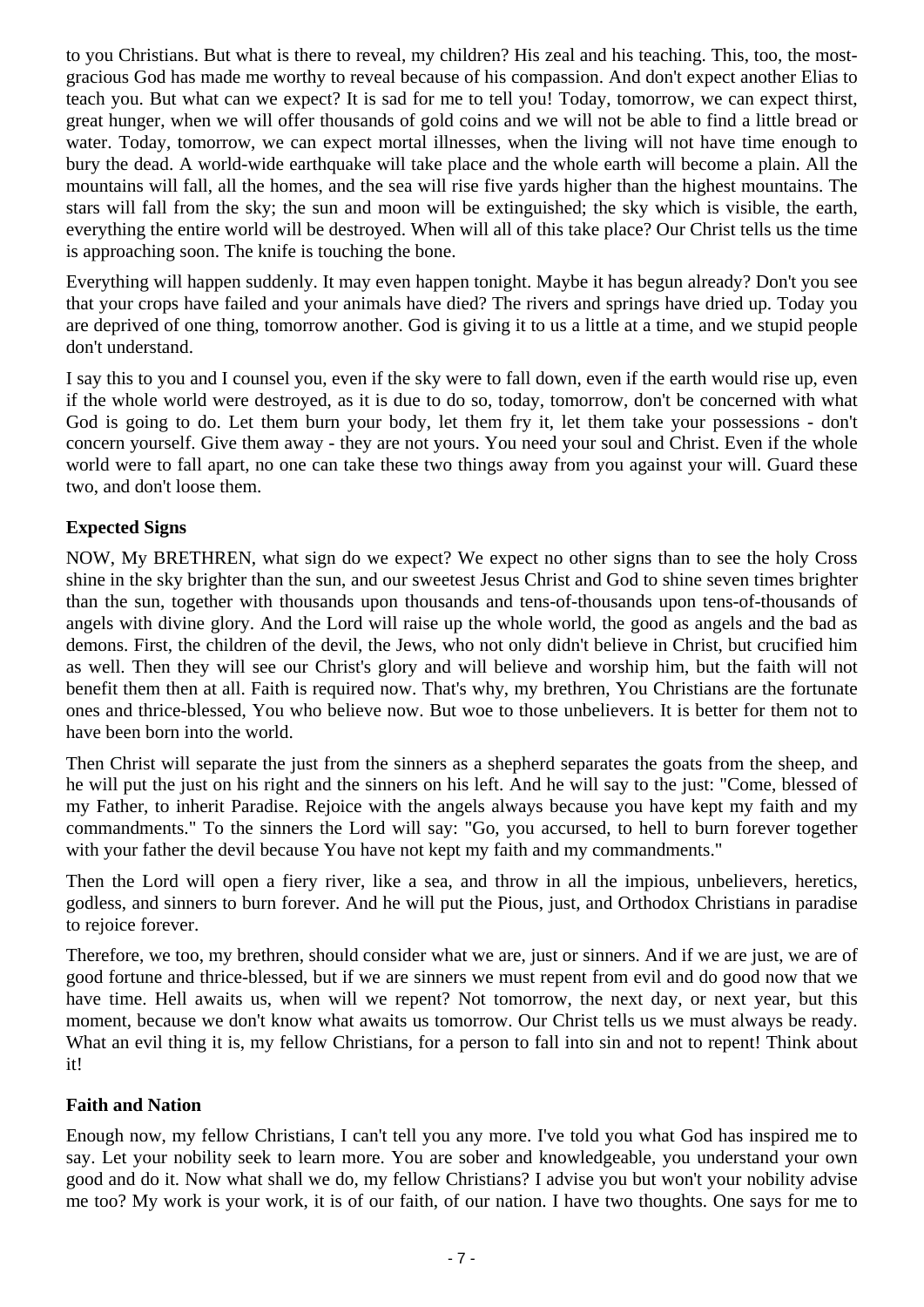to you Christians. But what is there to reveal, my children? His zeal and his teaching. This, too, the most-gracious God has made me worthy to reveal because of his compassion. And don't expect another Elias to teach you. But what can we expect? It is sad for me to tell you! Today, tomorrow, we can expect thirst, great hunger, when we will offer thousands of gold coins and we will not be able to find a little bread or water. Today, tomorrow, we can expect mortal illnesses, when the living will not have time enough to bury the dead. A world-wide earthquake will take place and the whole earth will become a plain. All the mountains will fall, all the homes, and the sea will rise five yards higher than the highest mountains. The stars will fall from the sky; the sun and moon will be extinguished; the sky which is visible, the earth, everything the entire world will be destroyed. When will all of this take place? Our Christ tells us the time is approaching soon. The knife is touching the bone.

Everything will happen suddenly. It may even happen tonight. Maybe it has begun already? Don't you see that your crops have failed and your animals have died? The rivers and springs have dried up. Today you are deprived of one thing, tomorrow another. God is giving it to us a little at a time, and we stupid people don't understand.

I say this to you and I counsel you, even if the sky were to fall down, even if the earth would rise up, even if the whole world were destroyed, as it is due to do so, today, tomorrow, don't be concerned with what God is going to do. Let them burn your body, let them fry it, let them take your possessions - don't concern yourself. Give them away - they are not yours. You need your soul and Christ. Even if the whole world were to fall apart, no one can take these two things away from you against your will. Guard these two, and don't loose them.

**Expected Signs**

NOW, My BRETHREN, what sign do we expect? We expect no other signs than to see the holy Cross shine in the sky brighter than the sun, and our sweetest Jesus Christ and God to shine seven times brighter than the sun, together with thousands upon thousands and tens-of-thousands upon tens-of-thousands of angels with divine glory. And the Lord will raise up the whole world, the good as angels and the bad as demons. First, the children of the devil, the Jews, who not only didn't believe in Christ, but crucified him as well. Then they will see our Christ's glory and will believe and worship him, but the faith will not benefit them then at all. Faith is required now. That's why, my brethren, You Christians are the fortunate ones and thrice-blessed, You who believe now. But woe to those unbelievers. It is better for them not to have been born into the world.

Then Christ will separate the just from the sinners as a shepherd separates the goats from the sheep, and he will put the just on his right and the sinners on his left. And he will say to the just: "Come, blessed of my Father, to inherit Paradise. Rejoice with the angels always because you have kept my faith and my commandments." To the sinners the Lord will say: "Go, you accursed, to hell to burn forever together with your father the devil because You have not kept my faith and my commandments."

Then the Lord will open a fiery river, like a sea, and throw in all the impious, unbelievers, heretics, godless, and sinners to burn forever. And he will put the Pious, just, and Orthodox Christians in paradise to rejoice forever.

Therefore, we too, my brethren, should consider what we are, just or sinners. And if we are just, we are of good fortune and thrice-blessed, but if we are sinners we must repent from evil and do good now that we have time. Hell awaits us, when will we repent? Not tomorrow, the next day, or next year, but this moment, because we don't know what awaits us tomorrow. Our Christ tells us we must always be ready. What an evil thing it is, my fellow Christians, for a person to fall into sin and not to repent! Think about it!

**Faith and Nation**

Enough now, my fellow Christians, I can't tell you any more. I've told you what God has inspired me to say. Let your nobility seek to learn more. You are sober and knowledgeable, you understand your own good and do it. Now what shall we do, my fellow Christians? I advise you but won't your nobility advise me too? My work is your work, it is of our faith, of our nation. I have two thoughts. One says for me to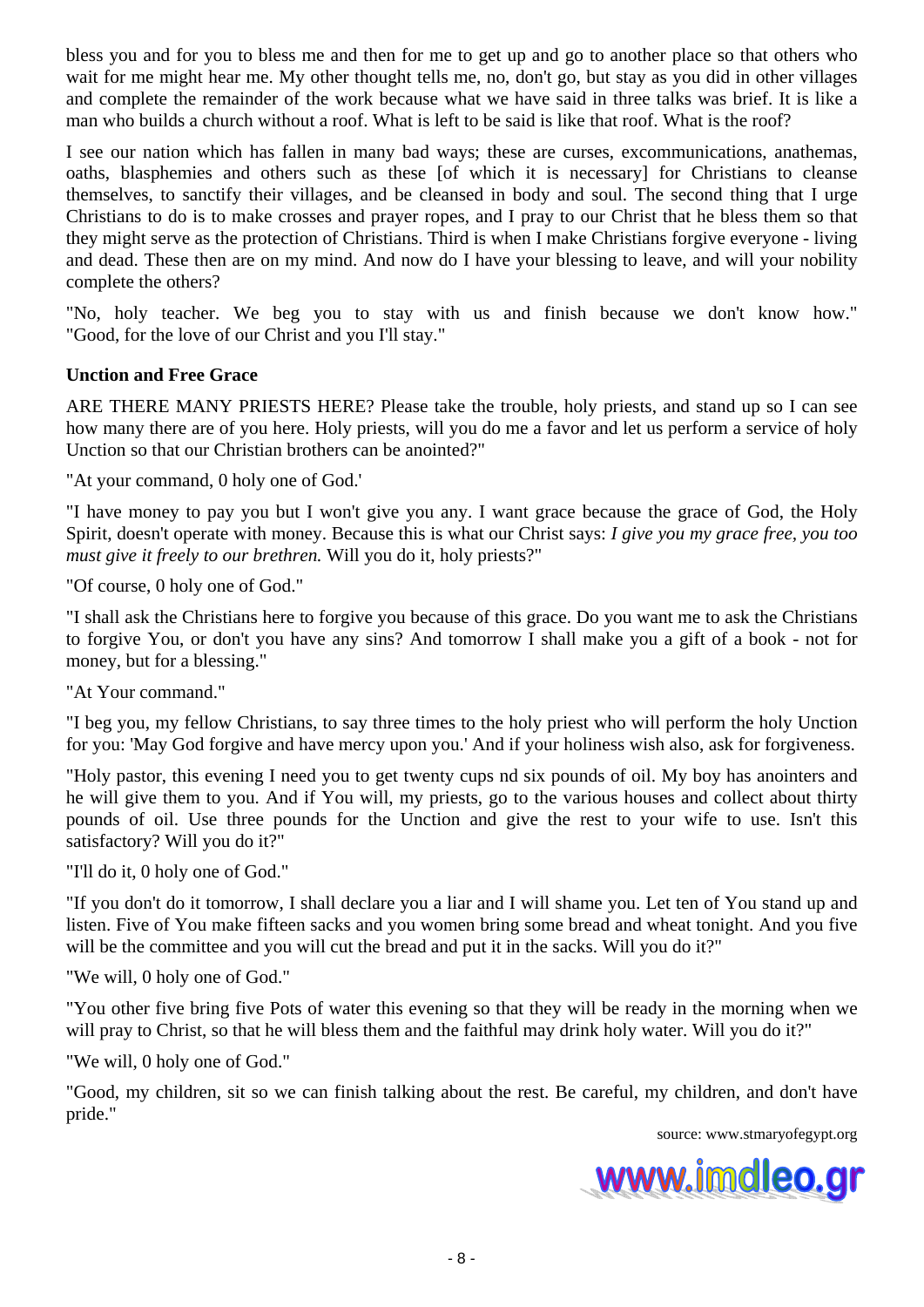bless you and for you to bless me and then for me to get up and go to another place so that others who wait for me might hear me. My other thought tells me, no, don't go, but stay as you did in other villages and complete the remainder of the work because what we have said in three talks was brief. It is like a man who builds a church without a roof. What is left to be said is like that roof. What is the roof?

I see our nation which has fallen in many bad ways; these are curses, excommunications, anathemas, oaths, blasphemies and others such as these [of which it is necessary] for Christians to cleanse themselves, to sanctify their villages, and be cleansed in body and soul. The second thing that I urge Christians to do is to make crosses and prayer ropes, and I pray to our Christ that he bless them so that they might serve as the protection of Christians. Third is when I make Christians forgive everyone - living and dead. These then are on my mind. And now do I have your blessing to leave, and will your nobility complete the others?

"No, holy teacher. We beg you to stay with us and finish because we don't know how." "Good, for the love of our Christ and you I'll stay."

**Unction and Free Grace**

ARE THERE MANY PRIESTS HERE? Please take the trouble, holy priests, and stand up so I can see how many there are of you here. Holy priests, will you do me a favor and let us perform a service of holy Unction so that our Christian brothers can be anointed?"

"At your command, 0 holy one of God.'

"I have money to pay you but I won't give you any. I want grace because the grace of God, the Holy Spirit, doesn't operate with money. Because this is what our Christ says: *I give you my grace free, you too must give it freely to our brethren.* Will you do it, holy priests?"

"Of course, 0 holy one of God."

"I shall ask the Christians here to forgive you because of this grace. Do you want me to ask the Christians to forgive You, or don't you have any sins? And tomorrow I shall make you a gift of a book - not for money, but for a blessing."

"At Your command."

"I beg you, my fellow Christians, to say three times to the holy priest who will perform the holy Unction for you: 'May God forgive and have mercy upon you.' And if your holiness wish also, ask for forgiveness.

"Holy pastor, this evening I need you to get twenty cups nd six pounds of oil. My boy has anointers and he will give them to you. And if You will, my priests, go to the various houses and collect about thirty pounds of oil. Use three pounds for the Unction and give the rest to your wife to use. Isn't this satisfactory? Will you do it?"

"I'll do it, 0 holy one of God."

"If you don't do it tomorrow, I shall declare you a liar and I will shame you. Let ten of You stand up and listen. Five of You make fifteen sacks and you women bring some bread and wheat tonight. And you five will be the committee and you will cut the bread and put it in the sacks. Will you do it?"

"We will, 0 holy one of God."

"You other five bring five Pots of water this evening so that they will be ready in the morning when we will pray to Christ, so that he will bless them and the faithful may drink holy water. Will you do it?"

"We will, 0 holy one of God."

"Good, my children, sit so we can finish talking about the rest. Be careful, my children, and don't have pride."

source: www.stmaryofegypt.org

www.imdleo.gr